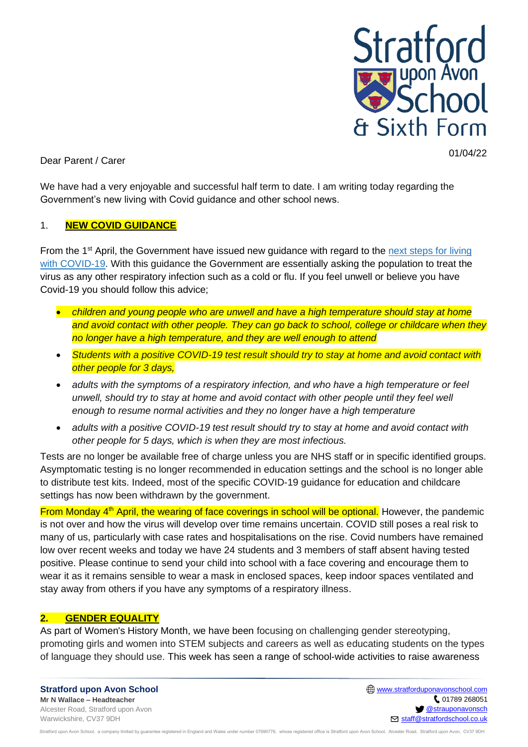01/04/22

Dear Parent / Carer

We have had a very enjoyable and successful half term to date. I am writing today regarding the Government's new living with Covid guidance and other school news.

## 1. **NEW COVID GUIDANCE**

From the 1st April, the Government have issued new guidance with regard to the [next steps for living with COVID-19](). With this guidance the Government are essentially asking the population to treat the virus as any other respiratory infection such as a cold or flu. If you feel unwell or believe you have Covid-19 you should follow this advice;

- *children and young people who are unwell and have a high temperature should stay at home and avoid contact with other people. They can go back to school, college or childcare when they no longer have a high temperature, and they are well enough to attend*
- *Students with a positive COVID-19 test result should try to stay at home and avoid contact with other people for 3 days,*
- *adults with the symptoms of a respiratory infection, and who have a high temperature or feel unwell, should try to stay at home and avoid contact with other people until they feel well enough to resume normal activities and they no longer have a high temperature*
- *adults with a positive COVID-19 test result should try to stay at home and avoid contact with other people for 5 days, which is when they are most infectious.*

Tests are no longer be available free of charge unless you are NHS staff or in specific identified groups. Asymptomatic testing is no longer recommended in education settings and the school is no longer able to distribute test kits. Indeed, most of the specific COVID-19 guidance for education and childcare settings has now been withdrawn by the government.

From Monday 4th April, the wearing of face coverings in school will be optional. However, the pandemic is not over and how the virus will develop over time remains uncertain. COVID still poses a real risk to many of us, particularly with case rates and hospitalisations on the rise. Covid numbers have remained low over recent weeks and today we have 24 students and 3 members of staff absent having tested positive. Please continue to send your child into school with a face covering and encourage them to wear it as it remains sensible to wear a mask in enclosed spaces, keep indoor spaces ventilated and stay away from others if you have any symptoms of a respiratory illness.

## 2. **GENDER EQUALITY**

As part of Women's History Month, we have been focusing on challenging gender stereotyping, promoting girls and women into STEM subjects and careers as well as educating students on the types of language they should use. This week has seen a range of school-wide activities to raise awareness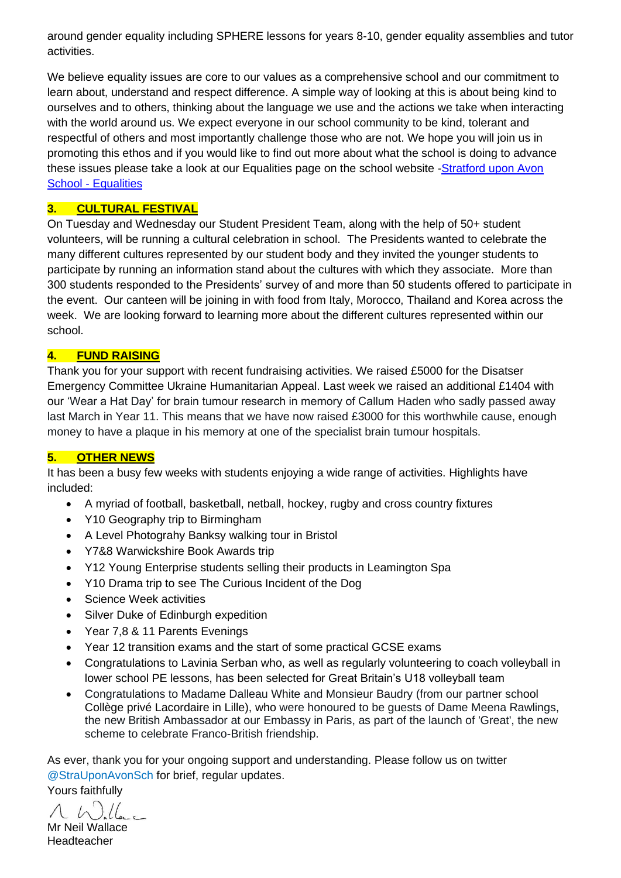around gender equality including SPHERE lessons for years 8-10, gender equality assemblies and tutor activities.

We believe equality issues are core to our values as a comprehensive school and our commitment to learn about, understand and respect difference. A simple way of looking at this is about being kind to ourselves and to others, thinking about the language we use and the actions we take when interacting with the world around us. We expect everyone in our school community to be kind, tolerant and respectful of others and most importantly challenge those who are not. We hope you will join us in promoting this ethos and if you would like to find out more about what the school is doing to advance these issues please take a look at our Equalities page on the school website -[Stratford upon Avon School - Equalities]

## 3. CULTURAL FESTIVAL

On Tuesday and Wednesday our Student President Team, along with the help of 50+ student volunteers, will be running a cultural celebration in school. The Presidents wanted to celebrate the many different cultures represented by our student body and they invited the younger students to participate by running an information stand about the cultures with which they associate. More than 300 students responded to the Presidents' survey of and more than 50 students offered to participate in the event. Our canteen will be joining in with food from Italy, Morocco, Thailand and Korea across the week. We are looking forward to learning more about the different cultures represented within our school.

## 4. FUND RAISING

Thank you for your support with recent fundraising activities. We raised £5000 for the Disatser Emergency Committee Ukraine Humanitarian Appeal. Last week we raised an additional £1404 with our 'Wear a Hat Day' for brain tumour research in memory of Callum Haden who sadly passed away last March in Year 11. This means that we have now raised £3000 for this worthwhile cause, enough money to have a plaque in his memory at one of the specialist brain tumour hospitals.

## 5. OTHER NEWS

It has been a busy few weeks with students enjoying a wide range of activities. Highlights have included:

- A myriad of football, basketball, netball, hockey, rugby and cross country fixtures
- Y10 Geography trip to Birmingham
- A Level Photograhy Banksy walking tour in Bristol
- Y7&8 Warwickshire Book Awards trip
- Y12 Young Enterprise students selling their products in Leamington Spa
- Y10 Drama trip to see The Curious Incident of the Dog
- Science Week activities
- Silver Duke of Edinburgh expedition
- Year 7,8 & 11 Parents Evenings
- Year 12 transition exams and the start of some practical GCSE exams
- Congratulations to Lavinia Serban who, as well as regularly volunteering to coach volleyball in lower school PE lessons, has been selected for Great Britain's U18 volleyball team
- Congratulations to Madame Dalleau White and Monsieur Baudry (from our partner school Collège privé Lacordaire in Lille), who were honoured to be guests of Dame Meena Rawlings, the new British Ambassador at our Embassy in Paris, as part of the launch of 'Great', the new scheme to celebrate Franco-British friendship.

As ever, thank you for your ongoing support and understanding. Please follow us on twitter @StraUponAvonSch for brief, regular updates.

Yours faithfully

Mr Neil Wallace
Headteacher